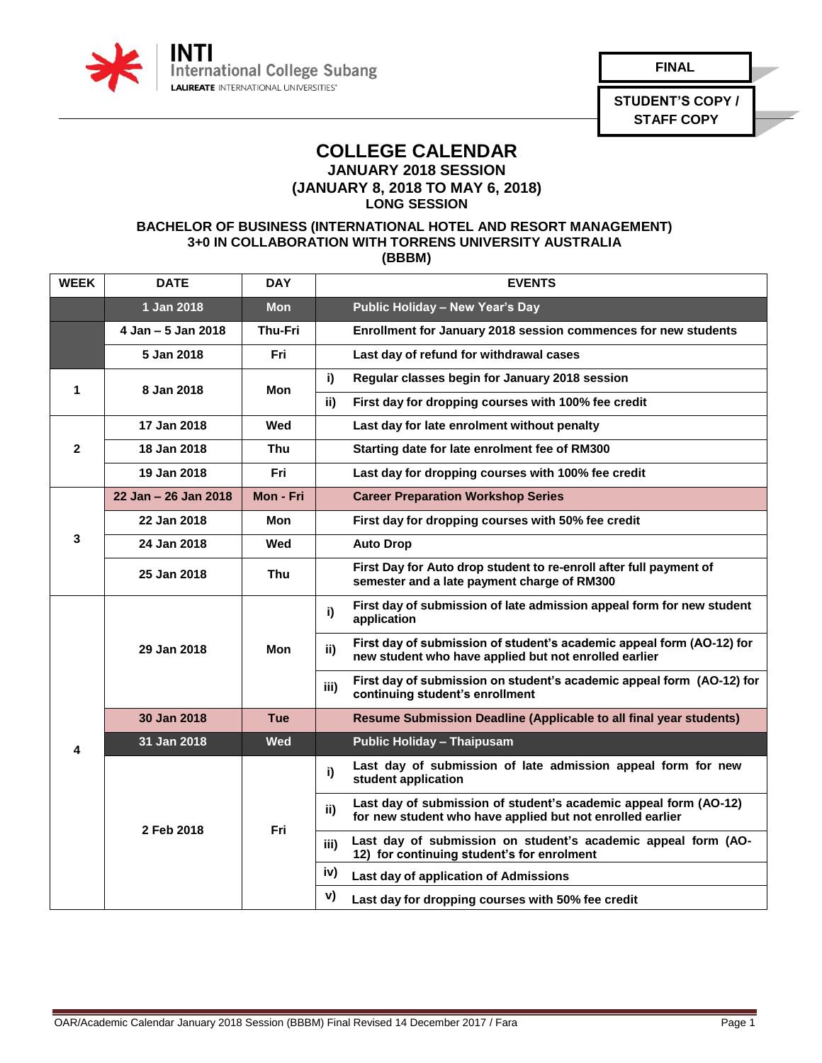INTI International College Subang
LAUREATE INTERNATIONAL UNIVERSITIES

**FINAL**

**STUDENT'S COPY / STAFF COPY**

# COLLEGE CALENDAR

## JANUARY 2018 SESSION
## (JANUARY 8, 2018 TO MAY 6, 2018)
## LONG SESSION

### BACHELOR OF BUSINESS (INTERNATIONAL HOTEL AND RESORT MANAGEMENT) 3+0 IN COLLABORATION WITH TORRENS UNIVERSITY AUSTRALIA (BBBM)

| WEEK | DATE | DAY | | EVENTS |
|---|---|---|---|---|
| | 1 Jan 2018 | Mon | | Public Holiday – New Year's Day |
| | 4 Jan – 5 Jan 2018 | Thu-Fri | | Enrollment for January 2018 session commences for new students |
| | 5 Jan 2018 | Fri | | Last day of refund for withdrawal cases |
| 1 | 8 Jan 2018 | Mon | i) | Regular classes begin for January 2018 session |
| | | | ii) | First day for dropping courses with 100% fee credit |
| 2 | 17 Jan 2018 | Wed | | Last day for late enrolment without penalty |
| | 18 Jan 2018 | Thu | | Starting date for late enrolment fee of RM300 |
| | 19 Jan 2018 | Fri | | Last day for dropping courses with 100% fee credit |
| 3 | 22 Jan – 26 Jan 2018 | Mon - Fri | | Career Preparation Workshop Series |
| | 22 Jan 2018 | Mon | | First day for dropping courses with 50% fee credit |
| | 24 Jan 2018 | Wed | | Auto Drop |
| | 25 Jan 2018 | Thu | | First Day for Auto drop student to re-enroll after full payment of semester and a late payment charge of RM300 |
| 4 | 29 Jan 2018 | Mon | i) | First day of submission of late admission appeal form for new student application |
| | | | ii) | First day of submission of student's academic appeal form (AO-12) for new student who have applied but not enrolled earlier |
| | | | iii) | First day of submission on student's academic appeal form (AO-12) for continuing student's enrollment |
| | 30 Jan 2018 | Tue | | Resume Submission Deadline (Applicable to all final year students) |
| | 31 Jan 2018 | Wed | | Public Holiday – Thaipusam |
| | 2 Feb 2018 | Fri | i) | Last day of submission of late admission appeal form for new student application |
| | | | ii) | Last day of submission of student's academic appeal form (AO-12) for new student who have applied but not enrolled earlier |
| | | | iii) | Last day of submission on student's academic appeal form (AO-12) for continuing student's for enrolment |
| | | | iv) | Last day of application of Admissions |
| | | | v) | Last day for dropping courses with 50% fee credit |

OAR/Academic Calendar January 2018 Session (BBBM) Final Revised 14 December 2017 / Fara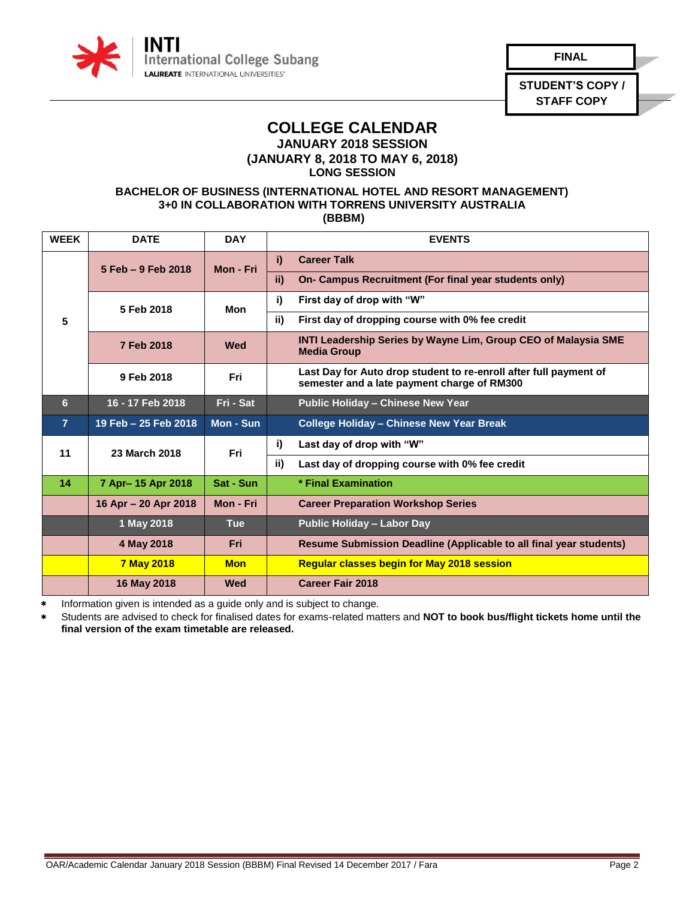INTI International College Subang
LAUREATE INTERNATIONAL UNIVERSITIES

**FINAL**

**STUDENT'S COPY / STAFF COPY**

# COLLEGE CALENDAR

## JANUARY 2018 SESSION
## (JANUARY 8, 2018 TO MAY 6, 2018)
## LONG SESSION

### BACHELOR OF BUSINESS (INTERNATIONAL HOTEL AND RESORT MANAGEMENT) 3+0 IN COLLABORATION WITH TORRENS UNIVERSITY AUSTRALIA (BBBM)

| WEEK | DATE | DAY | | EVENTS |
|---|---|---|---|---|
| 5 | 5 Feb – 9 Feb 2018 | Mon - Fri | i) | Career Talk |
| | | | ii) | On- Campus Recruitment (For final year students only) |
| | 5 Feb 2018 | Mon | i) | First day of drop with "W" |
| | | | ii) | First day of dropping course with 0% fee credit |
| | 7 Feb 2018 | Wed | | INTI Leadership Series by Wayne Lim, Group CEO of Malaysia SME Media Group |
| | 9 Feb 2018 | Fri | | Last Day for Auto drop student to re-enroll after full payment of semester and a late payment charge of RM300 |
| 6 | 16 - 17 Feb 2018 | Fri - Sat | | Public Holiday – Chinese New Year |
| 7 | 19 Feb – 25 Feb 2018 | Mon - Sun | | College Holiday – Chinese New Year Break |
| 11 | 23 March 2018 | Fri | i) | Last day of drop with "W" |
| | | | ii) | Last day of dropping course with 0% fee credit |
| 14 | 7 Apr– 15 Apr 2018 | Sat - Sun | | * Final Examination |
| | 16 Apr – 20 Apr 2018 | Mon - Fri | | Career Preparation Workshop Series |
| | 1 May 2018 | Tue | | Public Holiday – Labor Day |
| | 4 May 2018 | Fri | | Resume Submission Deadline (Applicable to all final year students) |
| | 7 May 2018 | Mon | | Regular classes begin for May 2018 session |
| | 16 May 2018 | Wed | | Career Fair 2018 |

- Information given is intended as a guide only and is subject to change.
- Students are advised to check for finalised dates for exams-related matters and **NOT to book bus/flight tickets home until the final version of the exam timetable are released.**

OAR/Academic Calendar January 2018 Session (BBBM) Final Revised 14 December 2017 / Fara